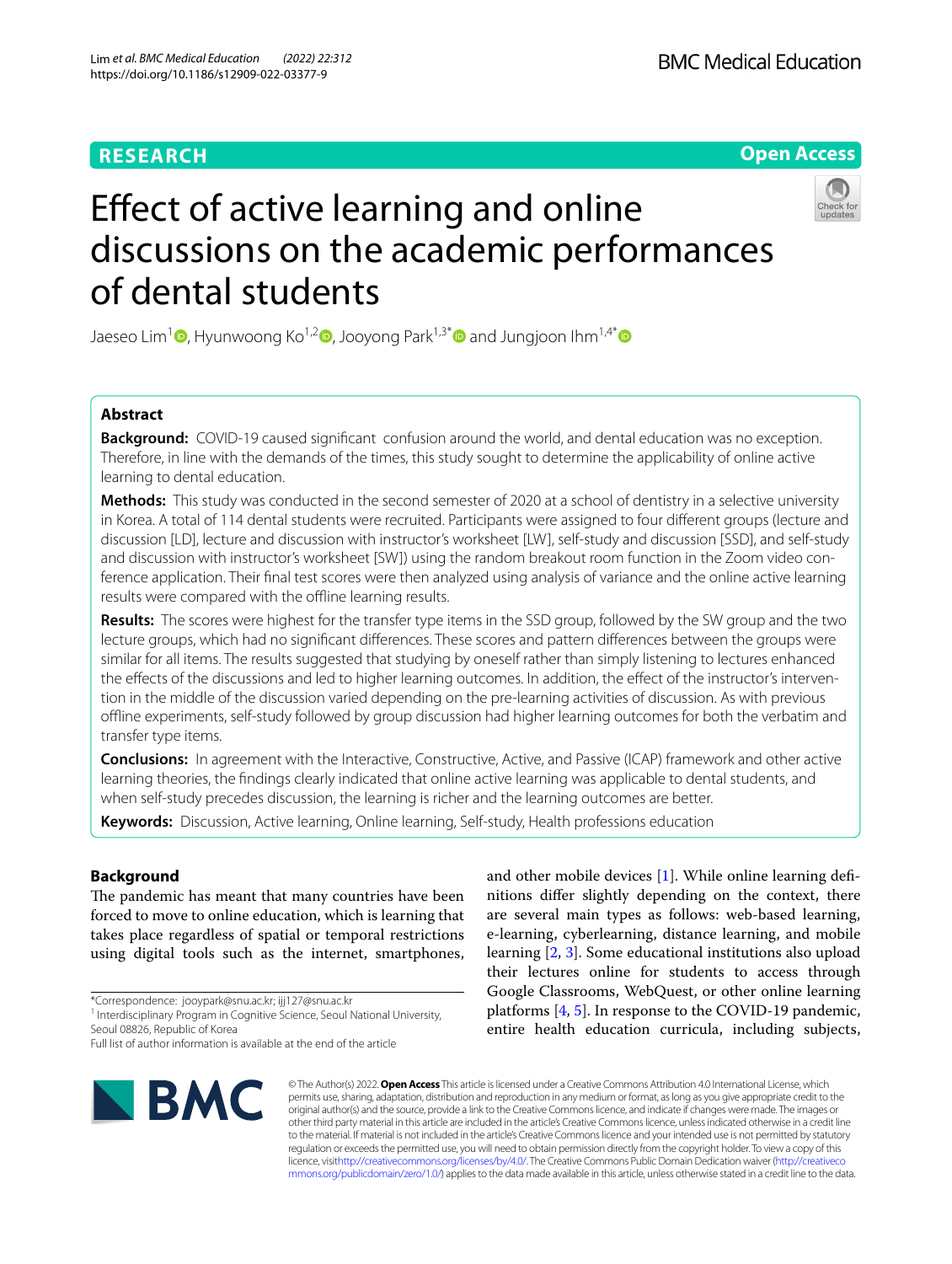RESEARCH | Open Access

# Effect of active learning and online discussions on the academic performances of dental students

Jaeseo Lim[1], Hyunwoong Ko[1,2], Jooyong Park[1,3*] and Jungjoon Ihm[1,4*]

## Abstract

**Background:** COVID-19 caused significant confusion around the world, and dental education was no exception. Therefore, in line with the demands of the times, this study sought to determine the applicability of online active learning to dental education.

**Methods:** This study was conducted in the second semester of 2020 at a school of dentistry in a selective university in Korea. A total of 114 dental students were recruited. Participants were assigned to four different groups (lecture and discussion [LD], lecture and discussion with instructor's worksheet [LW], self-study and discussion [SSD], and self-study and discussion with instructor's worksheet [SW]) using the random breakout room function in the Zoom video conference application. Their final test scores were then analyzed using analysis of variance and the online active learning results were compared with the offline learning results.

**Results:** The scores were highest for the transfer type items in the SSD group, followed by the SW group and the two lecture groups, which had no significant differences. These scores and pattern differences between the groups were similar for all items. The results suggested that studying by oneself rather than simply listening to lectures enhanced the effects of the discussions and led to higher learning outcomes. In addition, the effect of the instructor's intervention in the middle of the discussion varied depending on the pre-learning activities of discussion. As with previous offline experiments, self-study followed by group discussion had higher learning outcomes for both the verbatim and transfer type items.

**Conclusions:** In agreement with the Interactive, Constructive, Active, and Passive (ICAP) framework and other active learning theories, the findings clearly indicated that online active learning was applicable to dental students, and when self-study precedes discussion, the learning is richer and the learning outcomes are better.

**Keywords:** Discussion, Active learning, Online learning, Self-study, Health professions education

## Background

The pandemic has meant that many countries have been forced to move to online education, which is learning that takes place regardless of spatial or temporal restrictions using digital tools such as the internet, smartphones, and other mobile devices [1]. While online learning definitions differ slightly depending on the context, there are several main types as follows: web-based learning, e-learning, cyberlearning, distance learning, and mobile learning [2, 3]. Some educational institutions also upload their lectures online for students to access through Google Classrooms, WebQuest, or other online learning platforms [4, 5]. In response to the COVID-19 pandemic, entire health education curricula, including subjects,

*Correspondence: jooypark@snu.ac.kr; ijj127@snu.ac.kr

[1] Interdisciplinary Program in Cognitive Science, Seoul National University, Seoul 08826, Republic of Korea

Full list of author information is available at the end of the article

© The Author(s) 2022. **Open Access** This article is licensed under a Creative Commons Attribution 4.0 International License, which permits use, sharing, adaptation, distribution and reproduction in any medium or format, as long as you give appropriate credit to the original author(s) and the source, provide a link to the Creative Commons licence, and indicate if changes were made. The images or other third party material in this article are included in the article's Creative Commons licence, unless indicated otherwise in a credit line to the material. If material is not included in the article's Creative Commons licence and your intended use is not permitted by statutory regulation or exceeds the permitted use, you will need to obtain permission directly from the copyright holder. To view a copy of this licence, visit http://creativecommons.org/licenses/by/4.0/. The Creative Commons Public Domain Dedication waiver (http://creativecommons.org/publicdomain/zero/1.0/) applies to the data made available in this article, unless otherwise stated in a credit line to the data.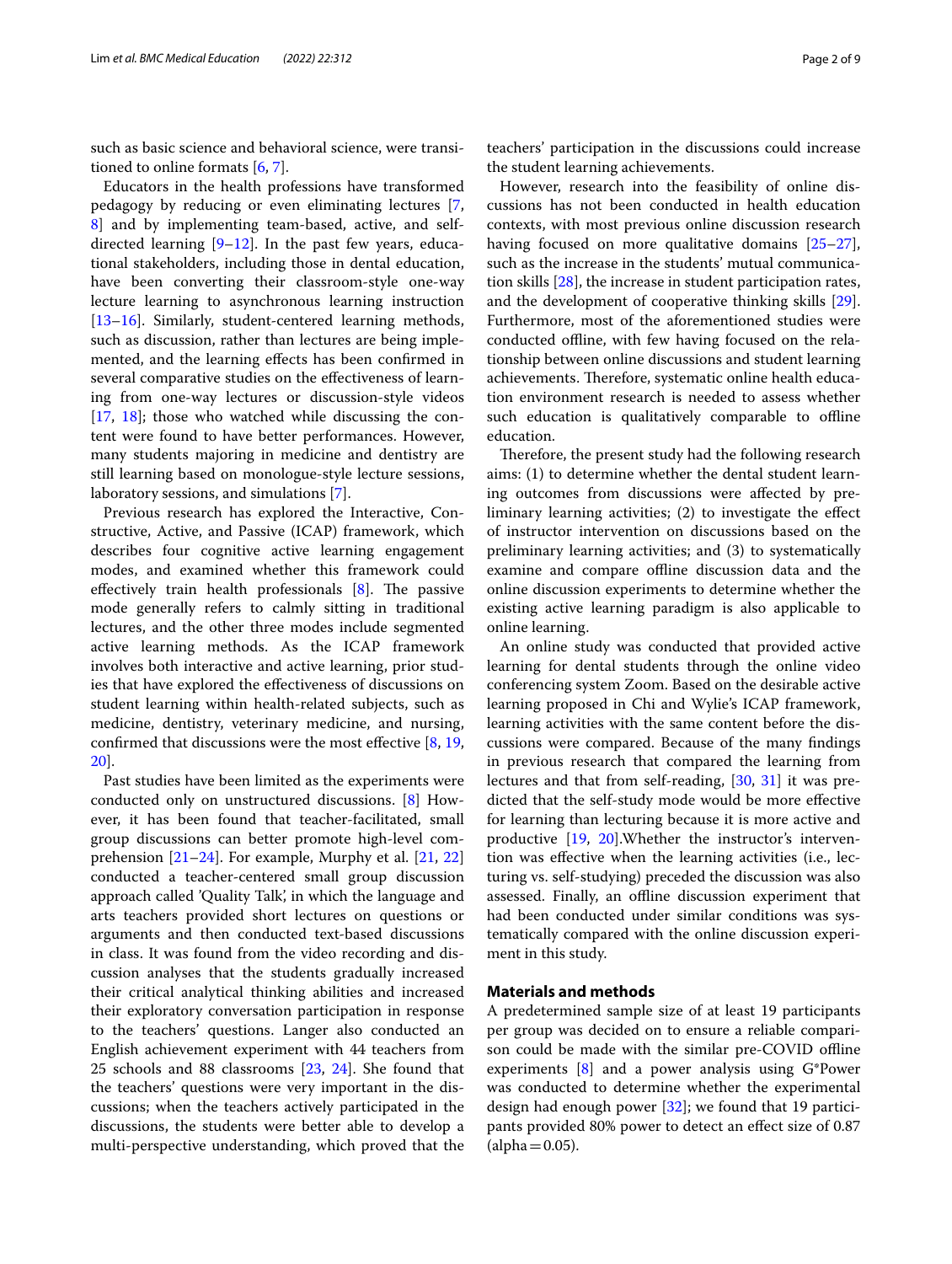such as basic science and behavioral science, were transitioned to online formats [6, 7].

Educators in the health professions have transformed pedagogy by reducing or even eliminating lectures [7, 8] and by implementing team-based, active, and self-directed learning [9–12]. In the past few years, educational stakeholders, including those in dental education, have been converting their classroom-style one-way lecture learning to asynchronous learning instruction [13–16]. Similarly, student-centered learning methods, such as discussion, rather than lectures are being implemented, and the learning effects has been confirmed in several comparative studies on the effectiveness of learning from one-way lectures or discussion-style videos [17, 18]; those who watched while discussing the content were found to have better performances. However, many students majoring in medicine and dentistry are still learning based on monologue-style lecture sessions, laboratory sessions, and simulations [7].

Previous research has explored the Interactive, Constructive, Active, and Passive (ICAP) framework, which describes four cognitive active learning engagement modes, and examined whether this framework could effectively train health professionals [8]. The passive mode generally refers to calmly sitting in traditional lectures, and the other three modes include segmented active learning methods. As the ICAP framework involves both interactive and active learning, prior studies that have explored the effectiveness of discussions on student learning within health-related subjects, such as medicine, dentistry, veterinary medicine, and nursing, confirmed that discussions were the most effective [8, 19, 20].

Past studies have been limited as the experiments were conducted only on unstructured discussions. [8] However, it has been found that teacher-facilitated, small group discussions can better promote high-level comprehension [21–24]. For example, Murphy et al. [21, 22] conducted a teacher-centered small group discussion approach called 'Quality Talk', in which the language and arts teachers provided short lectures on questions or arguments and then conducted text-based discussions in class. It was found from the video recording and discussion analyses that the students gradually increased their critical analytical thinking abilities and increased their exploratory conversation participation in response to the teachers' questions. Langer also conducted an English achievement experiment with 44 teachers from 25 schools and 88 classrooms [23, 24]. She found that the teachers' questions were very important in the discussions; when the teachers actively participated in the discussions, the students were better able to develop a multi-perspective understanding, which proved that the teachers' participation in the discussions could increase the student learning achievements.

However, research into the feasibility of online discussions has not been conducted in health education contexts, with most previous online discussion research having focused on more qualitative domains [25–27], such as the increase in the students' mutual communication skills [28], the increase in student participation rates, and the development of cooperative thinking skills [29]. Furthermore, most of the aforementioned studies were conducted offline, with few having focused on the relationship between online discussions and student learning achievements. Therefore, systematic online health education environment research is needed to assess whether such education is qualitatively comparable to offline education.

Therefore, the present study had the following research aims: (1) to determine whether the dental student learning outcomes from discussions were affected by preliminary learning activities; (2) to investigate the effect of instructor intervention on discussions based on the preliminary learning activities; and (3) to systematically examine and compare offline discussion data and the online discussion experiments to determine whether the existing active learning paradigm is also applicable to online learning.

An online study was conducted that provided active learning for dental students through the online video conferencing system Zoom. Based on the desirable active learning proposed in Chi and Wylie's ICAP framework, learning activities with the same content before the discussions were compared. Because of the many findings in previous research that compared the learning from lectures and that from self-reading, [30, 31] it was predicted that the self-study mode would be more effective for learning than lecturing because it is more active and productive [19, 20].Whether the instructor's intervention was effective when the learning activities (i.e., lecturing vs. self-studying) preceded the discussion was also assessed. Finally, an offline discussion experiment that had been conducted under similar conditions was systematically compared with the online discussion experiment in this study.

## Materials and methods

A predetermined sample size of at least 19 participants per group was decided on to ensure a reliable comparison could be made with the similar pre-COVID offline experiments [8] and a power analysis using G*Power was conducted to determine whether the experimental design had enough power [32]; we found that 19 participants provided 80% power to detect an effect size of 0.87 (alpha = 0.05).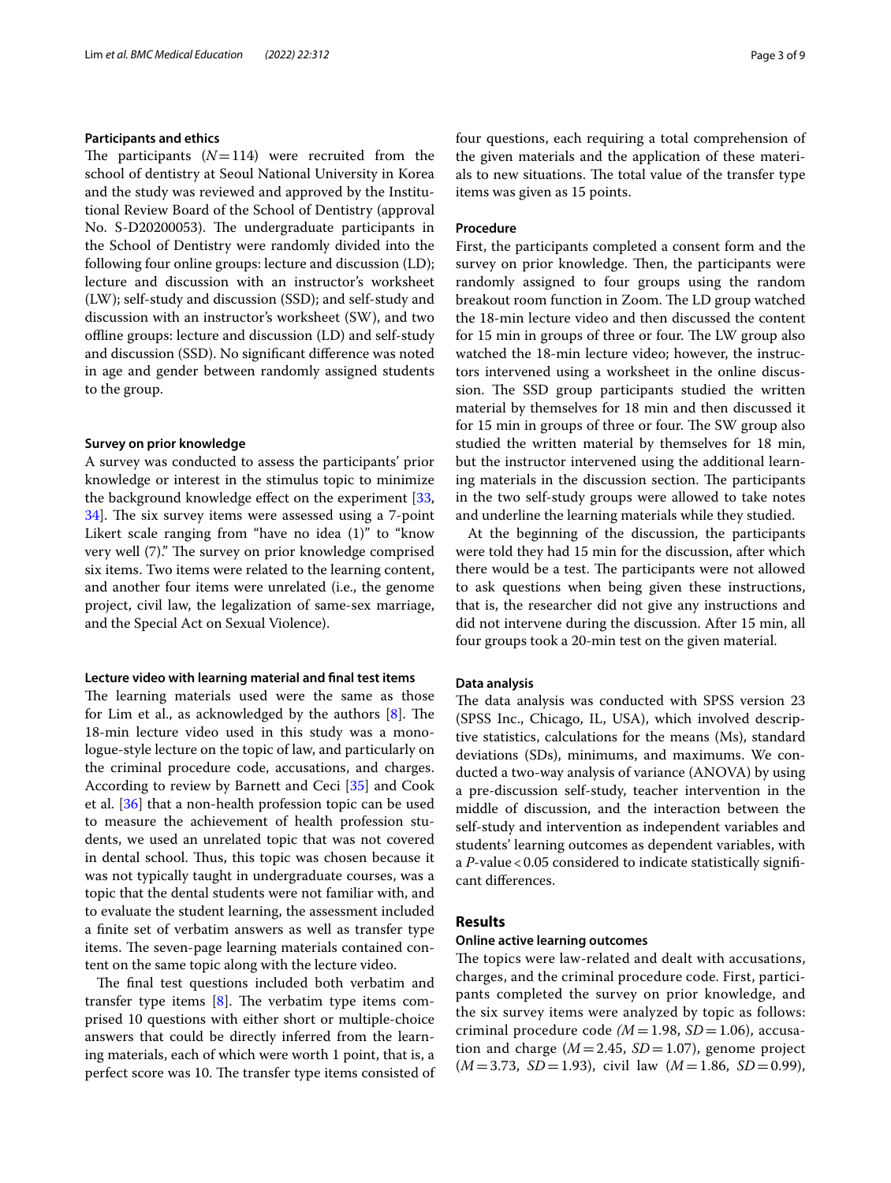### Participants and ethics

The participants ($N = 114$) were recruited from the school of dentistry at Seoul National University in Korea and the study was reviewed and approved by the Institutional Review Board of the School of Dentistry (approval No. S-D20200053). The undergraduate participants in the School of Dentistry were randomly divided into the following four online groups: lecture and discussion (LD); lecture and discussion with an instructor's worksheet (LW); self-study and discussion (SSD); and self-study and discussion with an instructor's worksheet (SW), and two offline groups: lecture and discussion (LD) and self-study and discussion (SSD). No significant difference was noted in age and gender between randomly assigned students to the group.

#### Survey on prior knowledge

A survey was conducted to assess the participants' prior knowledge or interest in the stimulus topic to minimize the background knowledge effect on the experiment [33, 34]. The six survey items were assessed using a 7-point Likert scale ranging from "have no idea (1)" to "know very well (7)." The survey on prior knowledge comprised six items. Two items were related to the learning content, and another four items were unrelated (i.e., the genome project, civil law, the legalization of same-sex marriage, and the Special Act on Sexual Violence).

#### Lecture video with learning material and final test items

The learning materials used were the same as those for Lim et al., as acknowledged by the authors [8]. The 18-min lecture video used in this study was a monologue-style lecture on the topic of law, and particularly on the criminal procedure code, accusations, and charges. According to review by Barnett and Ceci [35] and Cook et al. [36] that a non-health profession topic can be used to measure the achievement of health profession students, we used an unrelated topic that was not covered in dental school. Thus, this topic was chosen because it was not typically taught in undergraduate courses, was a topic that the dental students were not familiar with, and to evaluate the student learning, the assessment included a finite set of verbatim answers as well as transfer type items. The seven-page learning materials contained content on the same topic along with the lecture video.

The final test questions included both verbatim and transfer type items [8]. The verbatim type items comprised 10 questions with either short or multiple-choice answers that could be directly inferred from the learning materials, each of which were worth 1 point, that is, a perfect score was 10. The transfer type items consisted of four questions, each requiring a total comprehension of the given materials and the application of these materials to new situations. The total value of the transfer type items was given as 15 points.

### Procedure

First, the participants completed a consent form and the survey on prior knowledge. Then, the participants were randomly assigned to four groups using the random breakout room function in Zoom. The LD group watched the 18-min lecture video and then discussed the content for 15 min in groups of three or four. The LW group also watched the 18-min lecture video; however, the instructors intervened using a worksheet in the online discussion. The SSD group participants studied the written material by themselves for 18 min and then discussed it for 15 min in groups of three or four. The SW group also studied the written material by themselves for 18 min, but the instructor intervened using the additional learning materials in the discussion section. The participants in the two self-study groups were allowed to take notes and underline the learning materials while they studied.

At the beginning of the discussion, the participants were told they had 15 min for the discussion, after which there would be a test. The participants were not allowed to ask questions when being given these instructions, that is, the researcher did not give any instructions and did not intervene during the discussion. After 15 min, all four groups took a 20-min test on the given material.

### Data analysis

The data analysis was conducted with SPSS version 23 (SPSS Inc., Chicago, IL, USA), which involved descriptive statistics, calculations for the means (Ms), standard deviations (SDs), minimums, and maximums. We conducted a two-way analysis of variance (ANOVA) by using a pre-discussion self-study, teacher intervention in the middle of discussion, and the interaction between the self-study and intervention as independent variables and students' learning outcomes as dependent variables, with a $P$-value $< 0.05$ considered to indicate statistically significant differences.

## Results

### Online active learning outcomes

The topics were law-related and dealt with accusations, charges, and the criminal procedure code. First, participants completed the survey on prior knowledge, and the six survey items were analyzed by topic as follows: criminal procedure code ($M = 1.98$, $SD = 1.06$), accusation and charge ($M = 2.45$, $SD = 1.07$), genome project ($M = 3.73$, $SD = 1.93$), civil law ($M = 1.86$, $SD = 0.99$),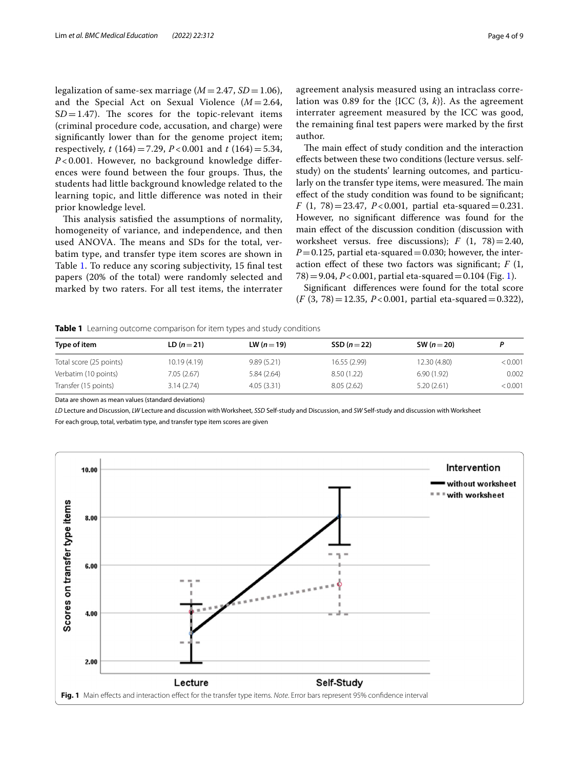legalization of same-sex marriage ($M = 2.47$, $SD = 1.06$), and the Special Act on Sexual Violence ($M = 2.64$, $SD = 1.47$). The scores for the topic-relevant items (criminal procedure code, accusation, and charge) were significantly lower than for the genome project item; respectively, $t$ (164) = 7.29, $P < 0.001$ and $t$ (164) = 5.34, $P < 0.001$. However, no background knowledge differences were found between the four groups. Thus, the students had little background knowledge related to the learning topic, and little difference was noted in their prior knowledge level.

This analysis satisfied the assumptions of normality, homogeneity of variance, and independence, and then used ANOVA. The means and SDs for the total, verbatim type, and transfer type item scores are shown in Table 1. To reduce any scoring subjectivity, 15 final test papers (20% of the total) were randomly selected and marked by two raters. For all test items, the interrater agreement analysis measured using an intraclass correlation was 0.89 for the {ICC (3, $k$)}. As the agreement interrater agreement measured by the ICC was good, the remaining final test papers were marked by the first author.

The main effect of study condition and the interaction effects between these two conditions (lecture versus. self-study) on the students' learning outcomes, and particularly on the transfer type items, were measured. The main effect of the study condition was found to be significant; $F$ (1, 78) = 23.47, $P < 0.001$, partial eta-squared = 0.231. However, no significant difference was found for the main effect of the discussion condition (discussion with worksheet versus. free discussions); $F$ (1, 78) = 2.40, $P = 0.125$, partial eta-squared = 0.030; however, the interaction effect of these two factors was significant; $F$ (1, 78) = 9.04, $P < 0.001$, partial eta-squared = 0.104 (Fig. 1).

Significant differences were found for the total score ($F$ (3, 78) = 12.35, $P < 0.001$, partial eta-squared = 0.322),

**Table 1** Learning outcome comparison for item types and study conditions

| Type of item | LD ($n = 21$) | LW ($n = 19$) | SSD ($n = 22$) | SW ($n = 20$) | $P$ |
|---|---|---|---|---|---|
| Total score (25 points) | 10.19 (4.19) | 9.89 (5.21) | 16.55 (2.99) | 12.30 (4.80) | < 0.001 |
| Verbatim (10 points) | 7.05 (2.67) | 5.84 (2.64) | 8.50 (1.22) | 6.90 (1.92) | 0.002 |
| Transfer (15 points) | 3.14 (2.74) | 4.05 (3.31) | 8.05 (2.62) | 5.20 (2.61) | < 0.001 |

Data are shown as mean values (standard deviations)

*LD* Lecture and Discussion, *LW* Lecture and discussion with Worksheet, *SSD* Self-study and Discussion, and *SW* Self-study and discussion with Worksheet

For each group, total, verbatim type, and transfer type item scores are given

**Fig. 1** Main effects and interaction effect for the transfer type items. *Note*. Error bars represent 95% confidence interval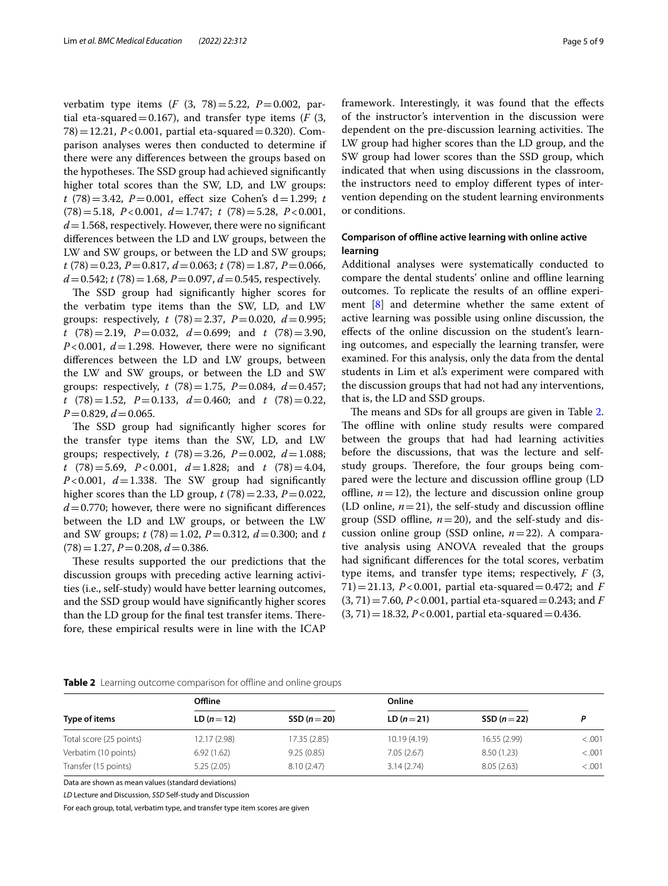verbatim type items ($F$ (3, 78) = 5.22, $P$ = 0.002, partial eta-squared = 0.167), and transfer type items ($F$ (3, 78) = 12.21, $P$ < 0.001, partial eta-squared = 0.320). Comparison analyses weres then conducted to determine if there were any differences between the groups based on the hypotheses. The SSD group had achieved significantly higher total scores than the SW, LD, and LW groups: $t$ (78) = 3.42, $P$ = 0.001, effect size Cohen's d = 1.299; $t$ (78) = 5.18, $P$ < 0.001, $d$ = 1.747; $t$ (78) = 5.28, $P$ < 0.001, $d$ = 1.568, respectively. However, there were no significant differences between the LD and LW groups, between the LW and SW groups, or between the LD and SW groups; $t$ (78) = 0.23, $P$ = 0.817, $d$ = 0.063; $t$ (78) = 1.87, $P$ = 0.066, $d$ = 0.542; $t$ (78) = 1.68, $P$ = 0.097, $d$ = 0.545, respectively.

The SSD group had significantly higher scores for the verbatim type items than the SW, LD, and LW groups: respectively, $t$ (78) = 2.37, $P$ = 0.020, $d$ = 0.995; $t$ (78) = 2.19, $P$ = 0.032, $d$ = 0.699; and $t$ (78) = 3.90, $P$ < 0.001, $d$ = 1.298. However, there were no significant differences between the LD and LW groups, between the LW and SW groups, or between the LD and SW groups: respectively, $t$ (78) = 1.75, $P$ = 0.084, $d$ = 0.457; $t$ (78) = 1.52, $P$ = 0.133, $d$ = 0.460; and $t$ (78) = 0.22, $P$ = 0.829, $d$ = 0.065.

The SSD group had significantly higher scores for the transfer type items than the SW, LD, and LW groups; respectively, $t$ (78) = 3.26, $P$ = 0.002, $d$ = 1.088; $t$ (78) = 5.69, $P$ < 0.001, $d$ = 1.828; and $t$ (78) = 4.04, $P$ < 0.001, $d$ = 1.338. The SW group had significantly higher scores than the LD group, $t$ (78) = 2.33, $P$ = 0.022, $d$ = 0.770; however, there were no significant differences between the LD and LW groups, or between the LW and SW groups; $t$ (78) = 1.02, $P$ = 0.312, $d$ = 0.300; and $t$ (78) = 1.27, $P$ = 0.208, $d$ = 0.386.

These results supported the our predictions that the discussion groups with preceding active learning activities (i.e., self-study) would have better learning outcomes, and the SSD group would have significantly higher scores than the LD group for the final test transfer items. Therefore, these empirical results were in line with the ICAP framework. Interestingly, it was found that the effects of the instructor's intervention in the discussion were dependent on the pre-discussion learning activities. The LW group had higher scores than the LD group, and the SW group had lower scores than the SSD group, which indicated that when using discussions in the classroom, the instructors need to employ different types of intervention depending on the student learning environments or conditions.

### Comparison of offline active learning with online active learning

Additional analyses were systematically conducted to compare the dental students' online and offline learning outcomes. To replicate the results of an offline experiment [8] and determine whether the same extent of active learning was possible using online discussion, the effects of the online discussion on the student's learning outcomes, and especially the learning transfer, were examined. For this analysis, only the data from the dental students in Lim et al.'s experiment were compared with the discussion groups that had not had any interventions, that is, the LD and SSD groups.

The means and SDs for all groups are given in Table 2. The offline with online study results were compared between the groups that had had learning activities before the discussions, that was the lecture and self-study groups. Therefore, the four groups being compared were the lecture and discussion offline group (LD offline, $n$ = 12), the lecture and discussion online group (LD online, $n$ = 21), the self-study and discussion offline group (SSD offline, $n$ = 20), and the self-study and discussion online group (SSD online, $n$ = 22). A comparative analysis using ANOVA revealed that the groups had significant differences for the total scores, verbatim type items, and transfer type items; respectively, $F$ (3, 71) = 21.13, $P$ < 0.001, partial eta-squared = 0.472; and $F$ (3, 71) = 7.60, $P$ < 0.001, partial eta-squared = 0.243; and $F$ (3, 71) = 18.32, $P$ < 0.001, partial eta-squared = 0.436.

**Table 2** Learning outcome comparison for offline and online groups

| Type of items | Offline | | Online | | P |
|---|---|---|---|---|---|
| | LD ($n$ = 12) | SSD ($n$ = 20) | LD ($n$ = 21) | SSD ($n$ = 22) | |
| Total score (25 points) | 12.17 (2.98) | 17.35 (2.85) | 10.19 (4.19) | 16.55 (2.99) | < .001 |
| Verbatim (10 points) | 6.92 (1.62) | 9.25 (0.85) | 7.05 (2.67) | 8.50 (1.23) | < .001 |
| Transfer (15 points) | 5.25 (2.05) | 8.10 (2.47) | 3.14 (2.74) | 8.05 (2.63) | < .001 |

Data are shown as mean values (standard deviations)

*LD* Lecture and Discussion, *SSD* Self-study and Discussion

For each group, total, verbatim type, and transfer type item scores are given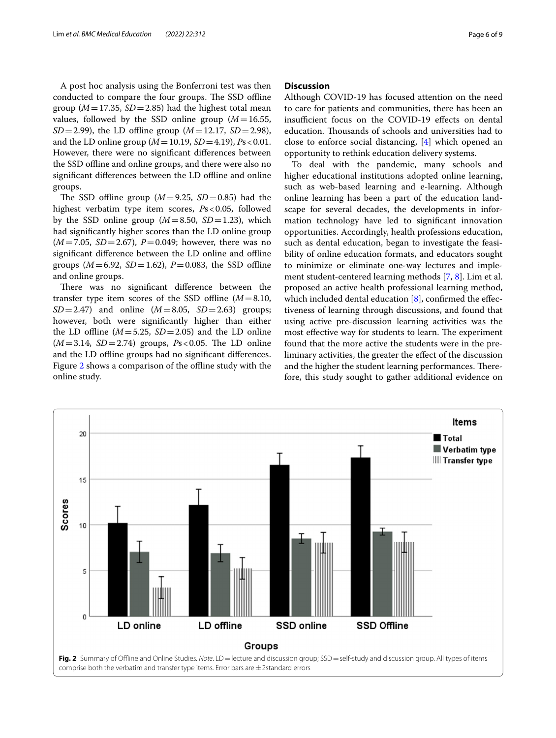A post hoc analysis using the Bonferroni test was then conducted to compare the four groups. The SSD offline group ($M = 17.35$, $SD = 2.85$) had the highest total mean values, followed by the SSD online group ($M = 16.55$, $SD = 2.99$), the LD offline group ($M = 12.17$, $SD = 2.98$), and the LD online group ($M = 10.19$, $SD = 4.19$), $Ps < 0.01$. However, there were no significant differences between the SSD offline and online groups, and there were also no significant differences between the LD offline and online groups.

The SSD offline group ($M = 9.25$, $SD = 0.85$) had the highest verbatim type item scores, $Ps < 0.05$, followed by the SSD online group ($M = 8.50$, $SD = 1.23$), which had significantly higher scores than the LD online group ($M = 7.05$, $SD = 2.67$), $P = 0.049$; however, there was no significant difference between the LD online and offline groups ($M = 6.92$, $SD = 1.62$), $P = 0.083$, the SSD offline and online groups.

There was no significant difference between the transfer type item scores of the SSD offline ($M = 8.10$, $SD = 2.47$) and online ($M = 8.05$, $SD = 2.63$) groups; however, both were significantly higher than either the LD offline ($M = 5.25$, $SD = 2.05$) and the LD online ($M = 3.14$, $SD = 2.74$) groups, $Ps < 0.05$. The LD online and the LD offline groups had no significant differences. Figure 2 shows a comparison of the offline study with the online study.

## Discussion

Although COVID-19 has focused attention on the need to care for patients and communities, there has been an insufficient focus on the COVID-19 effects on dental education. Thousands of schools and universities had to close to enforce social distancing, [4] which opened an opportunity to rethink education delivery systems.

To deal with the pandemic, many schools and higher educational institutions adopted online learning, such as web-based learning and e-learning. Although online learning has been a part of the education landscape for several decades, the developments in information technology have led to significant innovation opportunities. Accordingly, health professions education, such as dental education, began to investigate the feasibility of online education formats, and educators sought to minimize or eliminate one-way lectures and implement student-centered learning methods [7, 8]. Lim et al. proposed an active health professional learning method, which included dental education [8], confirmed the effectiveness of learning through discussions, and found that using active pre-discussion learning activities was the most effective way for students to learn. The experiment found that the more active the students were in the preliminary activities, the greater the effect of the discussion and the higher the student learning performances. Therefore, this study sought to gather additional evidence on

**Fig. 2** Summary of Offline and Online Studies. *Note*. LD = lecture and discussion group; SSD = self-study and discussion group. All types of items comprise both the verbatim and transfer type items. Error bars are ±2standard errors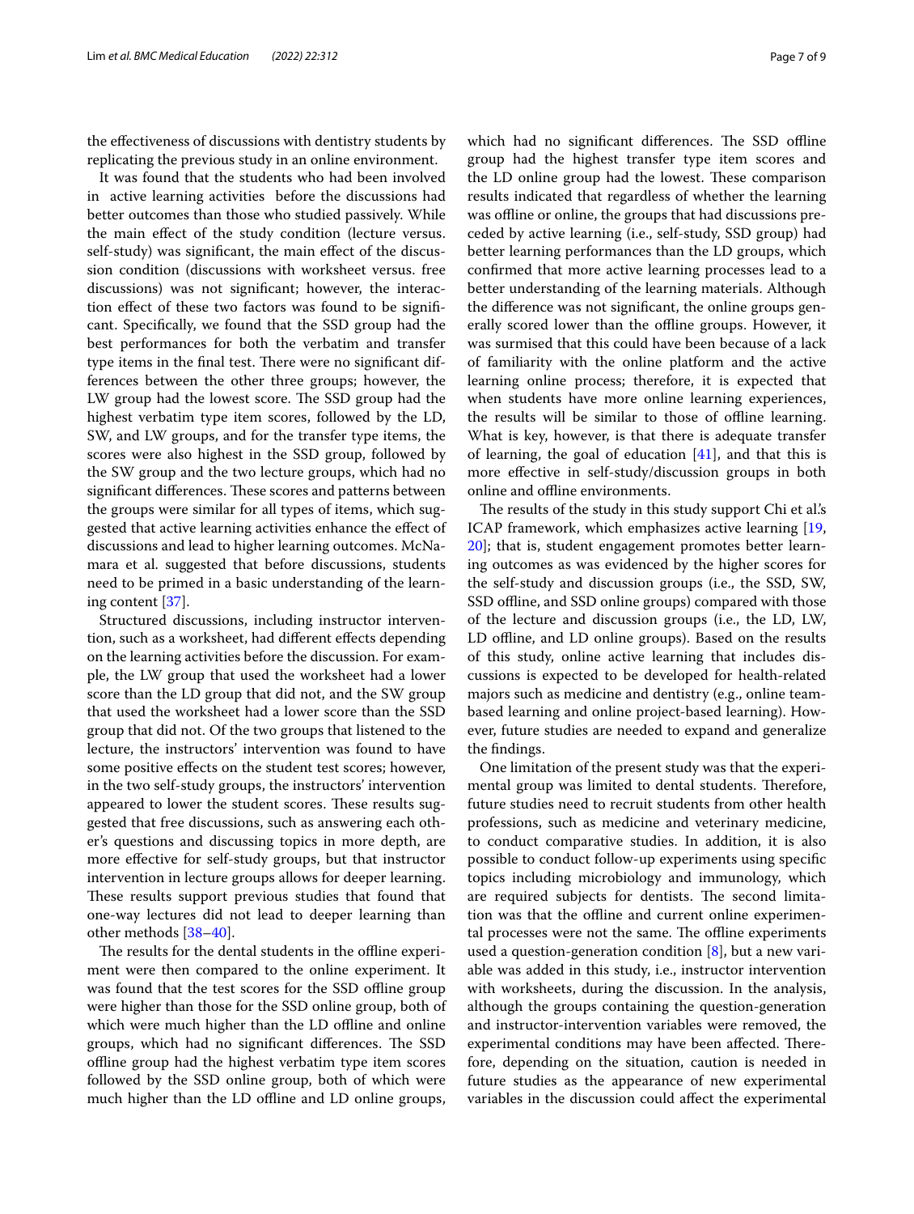the effectiveness of discussions with dentistry students by replicating the previous study in an online environment.

It was found that the students who had been involved in active learning activities before the discussions had better outcomes than those who studied passively. While the main effect of the study condition (lecture versus. self-study) was significant, the main effect of the discussion condition (discussions with worksheet versus. free discussions) was not significant; however, the interaction effect of these two factors was found to be significant. Specifically, we found that the SSD group had the best performances for both the verbatim and transfer type items in the final test. There were no significant differences between the other three groups; however, the LW group had the lowest score. The SSD group had the highest verbatim type item scores, followed by the LD, SW, and LW groups, and for the transfer type items, the scores were also highest in the SSD group, followed by the SW group and the two lecture groups, which had no significant differences. These scores and patterns between the groups were similar for all types of items, which suggested that active learning activities enhance the effect of discussions and lead to higher learning outcomes. McNamara et al. suggested that before discussions, students need to be primed in a basic understanding of the learning content [37].

Structured discussions, including instructor intervention, such as a worksheet, had different effects depending on the learning activities before the discussion. For example, the LW group that used the worksheet had a lower score than the LD group that did not, and the SW group that used the worksheet had a lower score than the SSD group that did not. Of the two groups that listened to the lecture, the instructors' intervention was found to have some positive effects on the student test scores; however, in the two self-study groups, the instructors' intervention appeared to lower the student scores. These results suggested that free discussions, such as answering each other's questions and discussing topics in more depth, are more effective for self-study groups, but that instructor intervention in lecture groups allows for deeper learning. These results support previous studies that found that one-way lectures did not lead to deeper learning than other methods [38–40].

The results for the dental students in the offline experiment were then compared to the online experiment. It was found that the test scores for the SSD offline group were higher than those for the SSD online group, both of which were much higher than the LD offline and online groups, which had no significant differences. The SSD offline group had the highest verbatim type item scores followed by the SSD online group, both of which were much higher than the LD offline and LD online groups, which had no significant differences. The SSD offline group had the highest transfer type item scores and the LD online group had the lowest. These comparison results indicated that regardless of whether the learning was offline or online, the groups that had discussions preceded by active learning (i.e., self-study, SSD group) had better learning performances than the LD groups, which confirmed that more active learning processes lead to a better understanding of the learning materials. Although the difference was not significant, the online groups generally scored lower than the offline groups. However, it was surmised that this could have been because of a lack of familiarity with the online platform and the active learning online process; therefore, it is expected that when students have more online learning experiences, the results will be similar to those of offline learning. What is key, however, is that there is adequate transfer of learning, the goal of education [41], and that this is more effective in self-study/discussion groups in both online and offline environments.

The results of the study in this study support Chi et al.'s ICAP framework, which emphasizes active learning [19, 20]; that is, student engagement promotes better learning outcomes as was evidenced by the higher scores for the self-study and discussion groups (i.e., the SSD, SW, SSD offline, and SSD online groups) compared with those of the lecture and discussion groups (i.e., the LD, LW, LD offline, and LD online groups). Based on the results of this study, online active learning that includes discussions is expected to be developed for health-related majors such as medicine and dentistry (e.g., online team-based learning and online project-based learning). However, future studies are needed to expand and generalize the findings.

One limitation of the present study was that the experimental group was limited to dental students. Therefore, future studies need to recruit students from other health professions, such as medicine and veterinary medicine, to conduct comparative studies. In addition, it is also possible to conduct follow-up experiments using specific topics including microbiology and immunology, which are required subjects for dentists. The second limitation was that the offline and current online experimental processes were not the same. The offline experiments used a question-generation condition [8], but a new variable was added in this study, i.e., instructor intervention with worksheets, during the discussion. In the analysis, although the groups containing the question-generation and instructor-intervention variables were removed, the experimental conditions may have been affected. Therefore, depending on the situation, caution is needed in future studies as the appearance of new experimental variables in the discussion could affect the experimental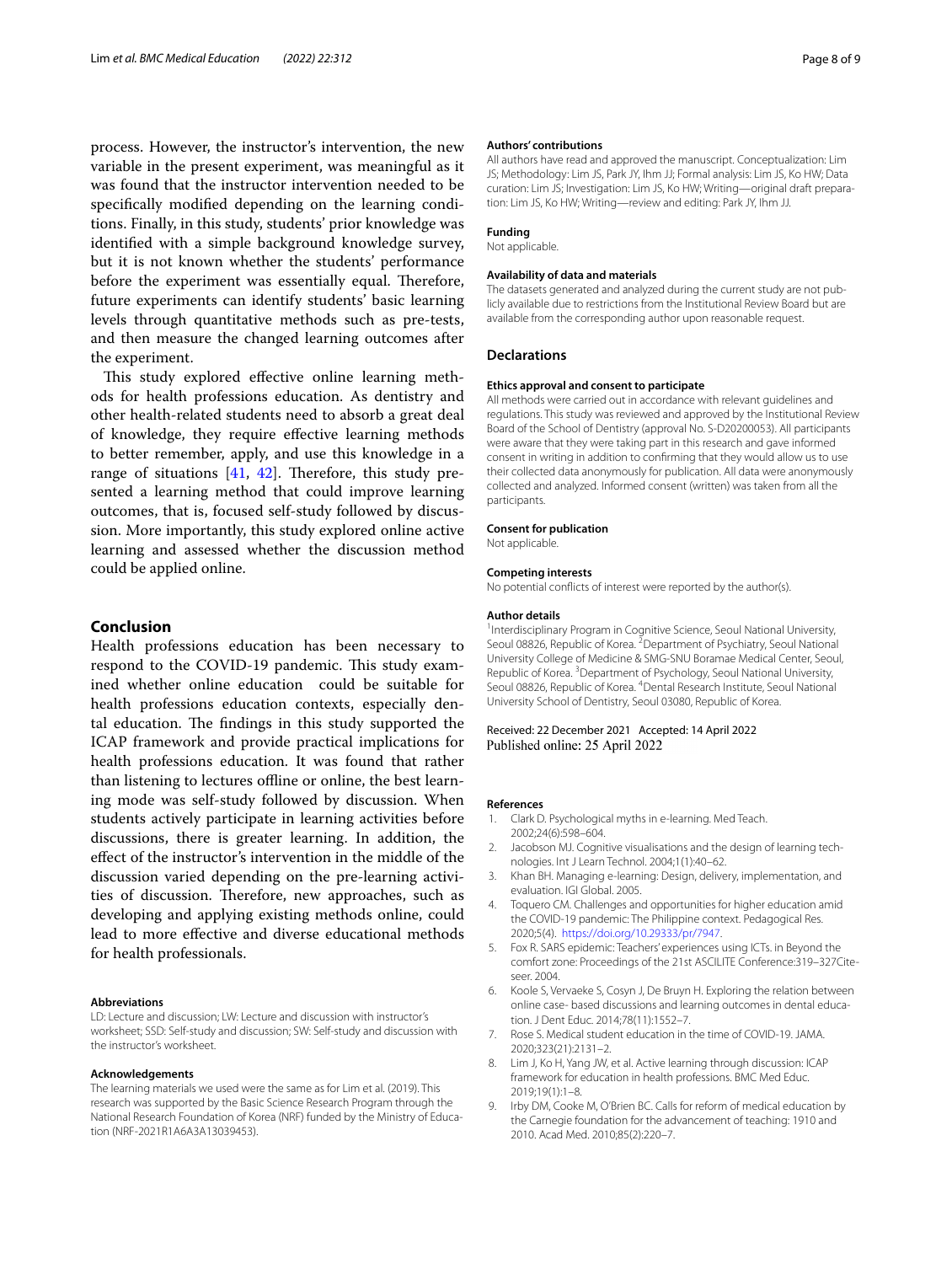process. However, the instructor's intervention, the new variable in the present experiment, was meaningful as it was found that the instructor intervention needed to be specifically modified depending on the learning conditions. Finally, in this study, students' prior knowledge was identified with a simple background knowledge survey, but it is not known whether the students' performance before the experiment was essentially equal. Therefore, future experiments can identify students' basic learning levels through quantitative methods such as pre-tests, and then measure the changed learning outcomes after the experiment.

This study explored effective online learning methods for health professions education. As dentistry and other health-related students need to absorb a great deal of knowledge, they require effective learning methods to better remember, apply, and use this knowledge in a range of situations [41, 42]. Therefore, this study presented a learning method that could improve learning outcomes, that is, focused self-study followed by discussion. More importantly, this study explored online active learning and assessed whether the discussion method could be applied online.

## Conclusion

Health professions education has been necessary to respond to the COVID-19 pandemic. This study examined whether online education could be suitable for health professions education contexts, especially dental education. The findings in this study supported the ICAP framework and provide practical implications for health professions education. It was found that rather than listening to lectures offline or online, the best learning mode was self-study followed by discussion. When students actively participate in learning activities before discussions, there is greater learning. In addition, the effect of the instructor's intervention in the middle of the discussion varied depending on the pre-learning activities of discussion. Therefore, new approaches, such as developing and applying existing methods online, could lead to more effective and diverse educational methods for health professionals.

#### Abbreviations

LD: Lecture and discussion; LW: Lecture and discussion with instructor's worksheet; SSD: Self-study and discussion; SW: Self-study and discussion with the instructor's worksheet.

#### Acknowledgements

The learning materials we used were the same as for Lim et al. (2019). This research was supported by the Basic Science Research Program through the National Research Foundation of Korea (NRF) funded by the Ministry of Education (NRF-2021R1A6A3A13039453).

#### Authors' contributions

All authors have read and approved the manuscript. Conceptualization: Lim JS; Methodology: Lim JS, Park JY, Ihm JJ; Formal analysis: Lim JS, Ko HW; Data curation: Lim JS; Investigation: Lim JS, Ko HW; Writing—original draft preparation: Lim JS, Ko HW; Writing—review and editing: Park JY, Ihm JJ.

#### Funding

Not applicable.

#### Availability of data and materials

The datasets generated and analyzed during the current study are not publicly available due to restrictions from the Institutional Review Board but are available from the corresponding author upon reasonable request.

### Declarations

#### Ethics approval and consent to participate

All methods were carried out in accordance with relevant guidelines and regulations. This study was reviewed and approved by the Institutional Review Board of the School of Dentistry (approval No. S-D20200053). All participants were aware that they were taking part in this research and gave informed consent in writing in addition to confirming that they would allow us to use their collected data anonymously for publication. All data were anonymously collected and analyzed. Informed consent (written) was taken from all the participants.

#### Consent for publication

Not applicable.

#### Competing interests

No potential conflicts of interest were reported by the author(s).

#### Author details

[1]Interdisciplinary Program in Cognitive Science, Seoul National University, Seoul 08826, Republic of Korea. [2]Department of Psychiatry, Seoul National University College of Medicine & SMG-SNU Boramae Medical Center, Seoul, Republic of Korea. [3]Department of Psychology, Seoul National University, Seoul 08826, Republic of Korea. [4]Dental Research Institute, Seoul National University School of Dentistry, Seoul 03080, Republic of Korea.

Received: 22 December 2021 Accepted: 14 April 2022
Published online: 25 April 2022

#### References

1. Clark D. Psychological myths in e-learning. Med Teach. 2002;24(6):598–604.
2. Jacobson MJ. Cognitive visualisations and the design of learning technologies. Int J Learn Technol. 2004;1(1):40–62.
3. Khan BH. Managing e-learning: Design, delivery, implementation, and evaluation. IGI Global. 2005.
4. Toquero CM. Challenges and opportunities for higher education amid the COVID-19 pandemic: The Philippine context. Pedagogical Res. 2020;5(4). https://doi.org/10.29333/pr/7947.
5. Fox R. SARS epidemic: Teachers' experiences using ICTs. in Beyond the comfort zone: Proceedings of the 21st ASCILITE Conference:319–327Citeseer. 2004.
6. Koole S, Vervaeke S, Cosyn J, De Bruyn H. Exploring the relation between online case- based discussions and learning outcomes in dental education. J Dent Educ. 2014;78(11):1552–7.
7. Rose S. Medical student education in the time of COVID-19. JAMA. 2020;323(21):2131–2.
8. Lim J, Ko H, Yang JW, et al. Active learning through discussion: ICAP framework for education in health professions. BMC Med Educ. 2019;19(1):1–8.
9. Irby DM, Cooke M, O'Brien BC. Calls for reform of medical education by the Carnegie foundation for the advancement of teaching: 1910 and 2010. Acad Med. 2010;85(2):220–7.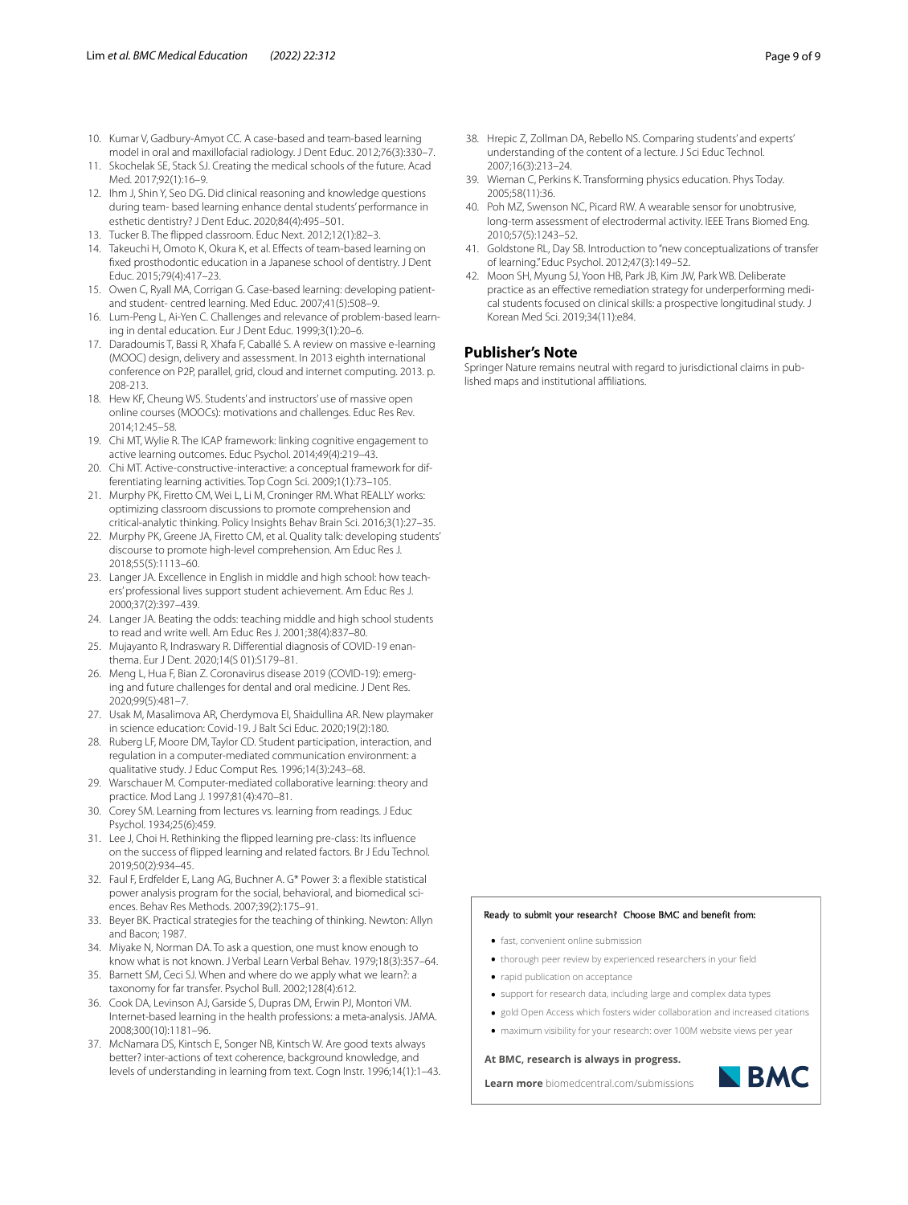10. Kumar V, Gadbury-Amyot CC. A case-based and team-based learning model in oral and maxillofacial radiology. J Dent Educ. 2012;76(3):330–7.
11. Skochelak SE, Stack SJ. Creating the medical schools of the future. Acad Med. 2017;92(1):16–9.
12. Ihm J, Shin Y, Seo DG. Did clinical reasoning and knowledge questions during team- based learning enhance dental students' performance in esthetic dentistry? J Dent Educ. 2020;84(4):495–501.
13. Tucker B. The flipped classroom. Educ Next. 2012;12(1):82–3.
14. Takeuchi H, Omoto K, Okura K, et al. Effects of team-based learning on fixed prosthodontic education in a Japanese school of dentistry. J Dent Educ. 2015;79(4):417–23.
15. Owen C, Ryall MA, Corrigan G. Case-based learning: developing patient- and student- centred learning. Med Educ. 2007;41(5):508–9.
16. Lum-Peng L, Ai-Yen C. Challenges and relevance of problem-based learning in dental education. Eur J Dent Educ. 1999;3(1):20–6.
17. Daradoumis T, Bassi R, Xhafa F, Caballé S. A review on massive e-learning (MOOC) design, delivery and assessment. In 2013 eighth international conference on P2P, parallel, grid, cloud and internet computing. 2013. p. 208-213.
18. Hew KF, Cheung WS. Students' and instructors' use of massive open online courses (MOOCs): motivations and challenges. Educ Res Rev. 2014;12:45–58.
19. Chi MT, Wylie R. The ICAP framework: linking cognitive engagement to active learning outcomes. Educ Psychol. 2014;49(4):219–43.
20. Chi MT. Active-constructive-interactive: a conceptual framework for differentiating learning activities. Top Cogn Sci. 2009;1(1):73–105.
21. Murphy PK, Firetto CM, Wei L, Li M, Croninger RM. What REALLY works: optimizing classroom discussions to promote comprehension and critical-analytic thinking. Policy Insights Behav Brain Sci. 2016;3(1):27–35.
22. Murphy PK, Greene JA, Firetto CM, et al. Quality talk: developing students' discourse to promote high-level comprehension. Am Educ Res J. 2018;55(5):1113–60.
23. Langer JA. Excellence in English in middle and high school: how teachers' professional lives support student achievement. Am Educ Res J. 2000;37(2):397–439.
24. Langer JA. Beating the odds: teaching middle and high school students to read and write well. Am Educ Res J. 2001;38(4):837–80.
25. Mujayanto R, Indraswary R. Differential diagnosis of COVID-19 enanthema. Eur J Dent. 2020;14(S 01):S179–81.
26. Meng L, Hua F, Bian Z. Coronavirus disease 2019 (COVID-19): emerging and future challenges for dental and oral medicine. J Dent Res. 2020;99(5):481–7.
27. Usak M, Masalimova AR, Cherdymova EI, Shaidullina AR. New playmaker in science education: Covid-19. J Balt Sci Educ. 2020;19(2):180.
28. Ruberg LF, Moore DM, Taylor CD. Student participation, interaction, and regulation in a computer-mediated communication environment: a qualitative study. J Educ Comput Res. 1996;14(3):243–68.
29. Warschauer M. Computer-mediated collaborative learning: theory and practice. Mod Lang J. 1997;81(4):470–81.
30. Corey SM. Learning from lectures vs. learning from readings. J Educ Psychol. 1934;25(6):459.
31. Lee J, Choi H. Rethinking the flipped learning pre-class: Its influence on the success of flipped learning and related factors. Br J Edu Technol. 2019;50(2):934–45.
32. Faul F, Erdfelder E, Lang AG, Buchner A. G* Power 3: a flexible statistical power analysis program for the social, behavioral, and biomedical sciences. Behav Res Methods. 2007;39(2):175–91.
33. Beyer BK. Practical strategies for the teaching of thinking. Newton: Allyn and Bacon; 1987.
34. Miyake N, Norman DA. To ask a question, one must know enough to know what is not known. J Verbal Learn Verbal Behav. 1979;18(3):357–64.
35. Barnett SM, Ceci SJ. When and where do we apply what we learn?: a taxonomy for far transfer. Psychol Bull. 2002;128(4):612.
36. Cook DA, Levinson AJ, Garside S, Dupras DM, Erwin PJ, Montori VM. Internet-based learning in the health professions: a meta-analysis. JAMA. 2008;300(10):1181–96.
37. McNamara DS, Kintsch E, Songer NB, Kintsch W. Are good texts always better? inter-actions of text coherence, background knowledge, and levels of understanding in learning from text. Cogn Instr. 1996;14(1):1–43.
38. Hrepic Z, Zollman DA, Rebello NS. Comparing students' and experts' understanding of the content of a lecture. J Sci Educ Technol. 2007;16(3):213–24.
39. Wieman C, Perkins K. Transforming physics education. Phys Today. 2005;58(11):36.
40. Poh MZ, Swenson NC, Picard RW. A wearable sensor for unobtrusive, long-term assessment of electrodermal activity. IEEE Trans Biomed Eng. 2010;57(5):1243–52.
41. Goldstone RL, Day SB. Introduction to "new conceptualizations of transfer of learning." Educ Psychol. 2012;47(3):149–52.
42. Moon SH, Myung SJ, Yoon HB, Park JB, Kim JW, Park WB. Deliberate practice as an effective remediation strategy for underperforming medical students focused on clinical skills: a prospective longitudinal study. J Korean Med Sci. 2019;34(11):e84.

## Publisher's Note

Springer Nature remains neutral with regard to jurisdictional claims in published maps and institutional affiliations.

Ready to submit your research? Choose BMC and benefit from:

- fast, convenient online submission
- thorough peer review by experienced researchers in your field
- rapid publication on acceptance
- support for research data, including large and complex data types
- gold Open Access which fosters wider collaboration and increased citations
- maximum visibility for your research: over 100M website views per year

**At BMC, research is always in progress.**

**Learn more** biomedcentral.com/submissions

BMC